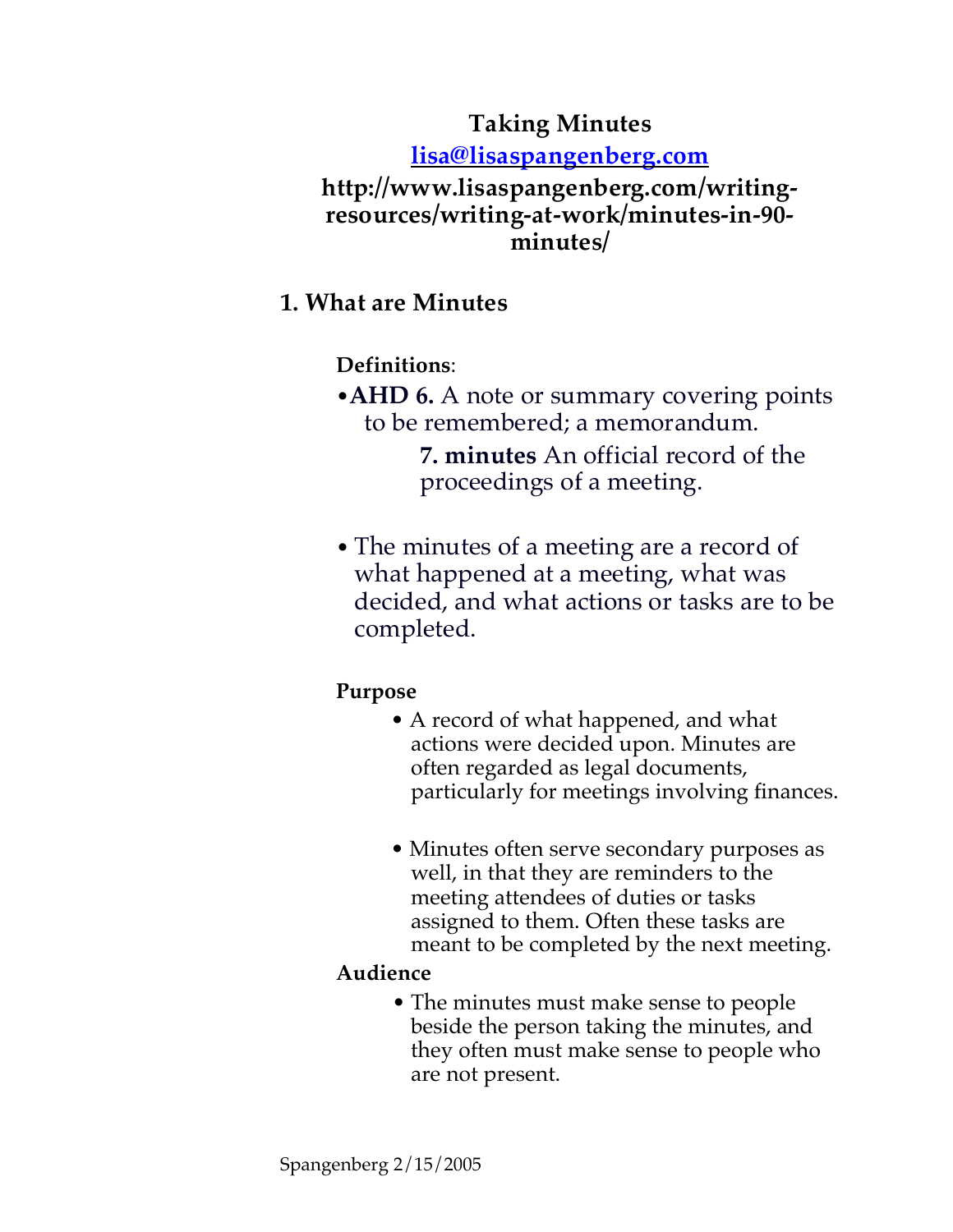# Taking Minutes

**lisa@lisaspangenberg.com**

**http://www.lisaspangenberg.com/writing-resources/writing-at-work/minutes-in-90-minutes/**

## 1. What are Minutes

**Definitions**:

- **AHD 6.** A note or summary covering points to be remembered; a memorandum.

  **7. minutes** An official record of the proceedings of a meeting.

- The minutes of a meeting are a record of what happened at a meeting, what was decided, and what actions or tasks are to be completed.

**Purpose**

- A record of what happened, and what actions were decided upon. Minutes are often regarded as legal documents, particularly for meetings involving finances.
- Minutes often serve secondary purposes as well, in that they are reminders to the meeting attendees of duties or tasks assigned to them. Often these tasks are meant to be completed by the next meeting.

**Audience**

- The minutes must make sense to people beside the person taking the minutes, and they often must make sense to people who are not present.

Spangenberg 2/15/2005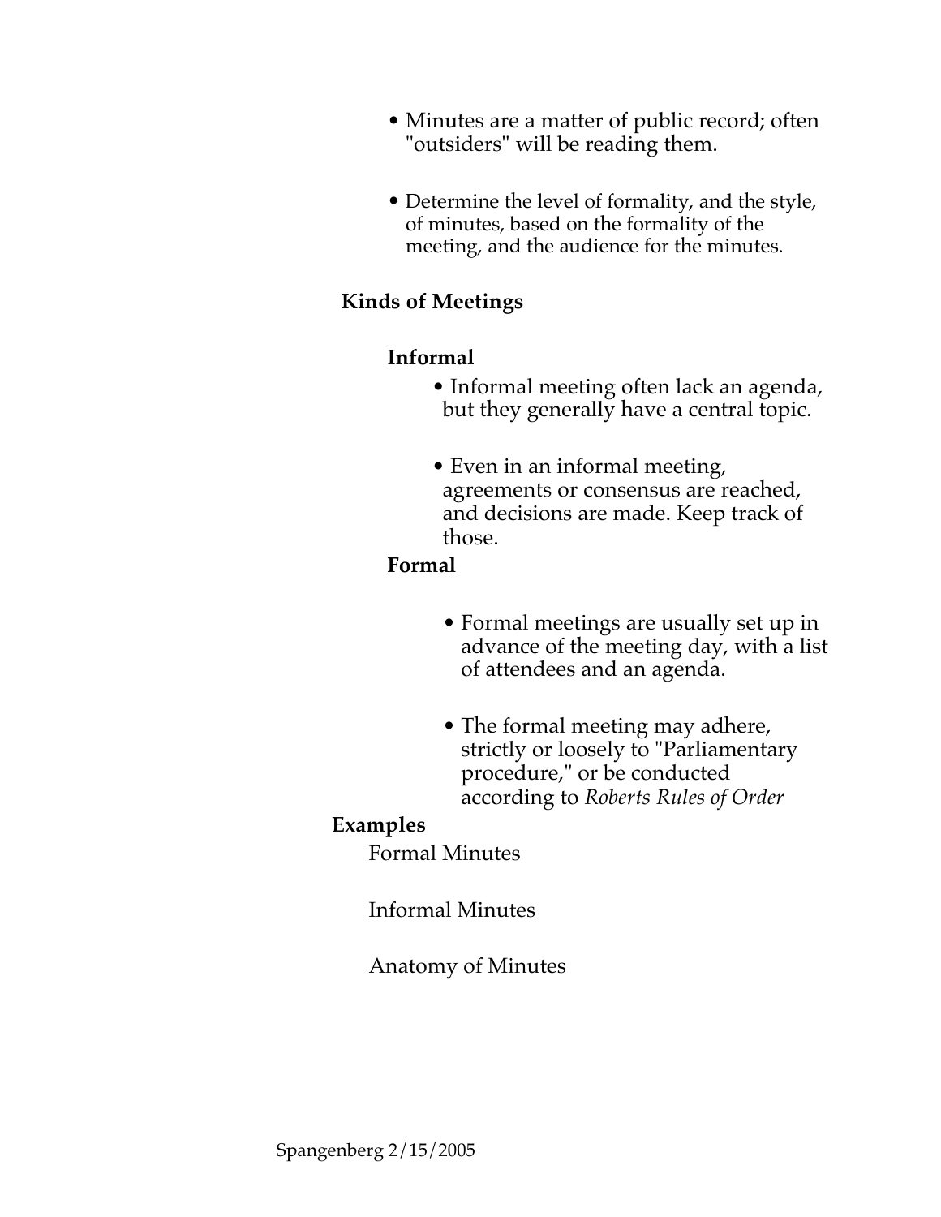- Minutes are a matter of public record; often "outsiders" will be reading them.

- Determine the level of formality, and the style, of minutes, based on the formality of the meeting, and the audience for the minutes.

## Kinds of Meetings

### Informal

- Informal meeting often lack an agenda, but they generally have a central topic.

- Even in an informal meeting, agreements or consensus are reached, and decisions are made. Keep track of those.

### Formal

- Formal meetings are usually set up in advance of the meeting day, with a list of attendees and an agenda.

- The formal meeting may adhere, strictly or loosely to "Parliamentary procedure," or be conducted according to *Roberts Rules of Order*

## Examples

Formal Minutes

Informal Minutes

Anatomy of Minutes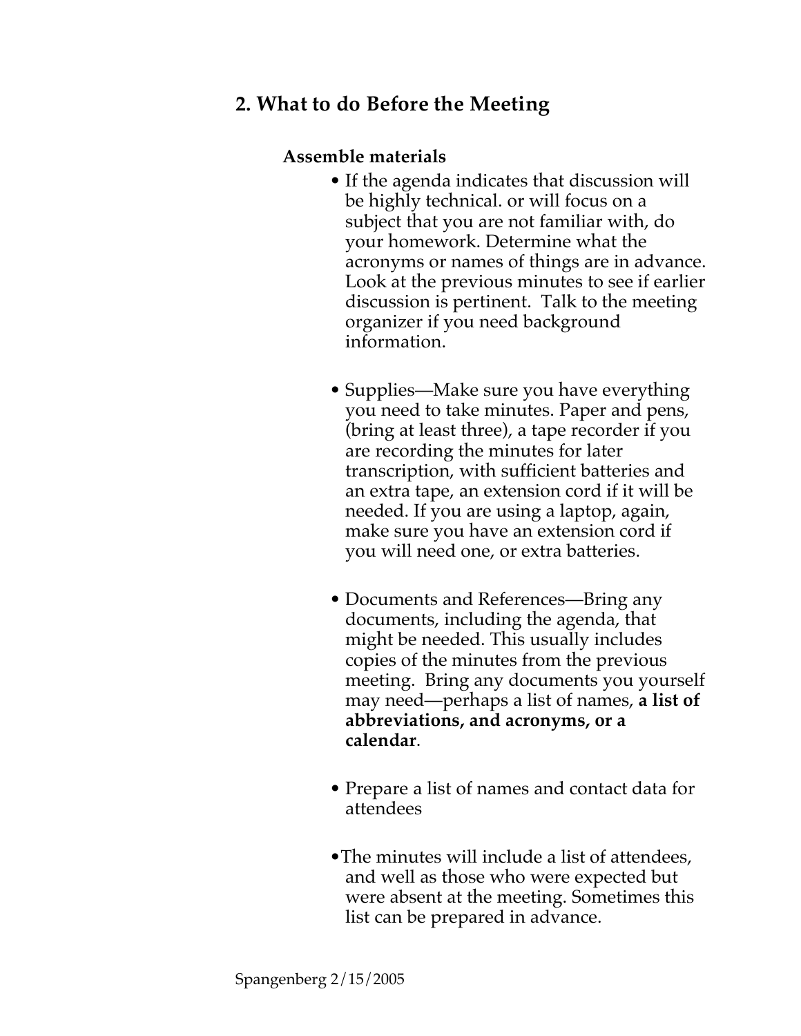## 2. What to do Before the Meeting

### Assemble materials

- If the agenda indicates that discussion will be highly technical. or will focus on a subject that you are not familiar with, do your homework. Determine what the acronyms or names of things are in advance. Look at the previous minutes to see if earlier discussion is pertinent. Talk to the meeting organizer if you need background information.

- Supplies—Make sure you have everything you need to take minutes. Paper and pens, (bring at least three), a tape recorder if you are recording the minutes for later transcription, with sufficient batteries and an extra tape, an extension cord if it will be needed. If you are using a laptop, again, make sure you have an extension cord if you will need one, or extra batteries.

- Documents and References—Bring any documents, including the agenda, that might be needed. This usually includes copies of the minutes from the previous meeting. Bring any documents you yourself may need—perhaps a list of names, **a list of abbreviations, and acronyms, or a calendar**.

- Prepare a list of names and contact data for attendees

- The minutes will include a list of attendees, and well as those who were expected but were absent at the meeting. Sometimes this list can be prepared in advance.

Spangenberg 2/15/2005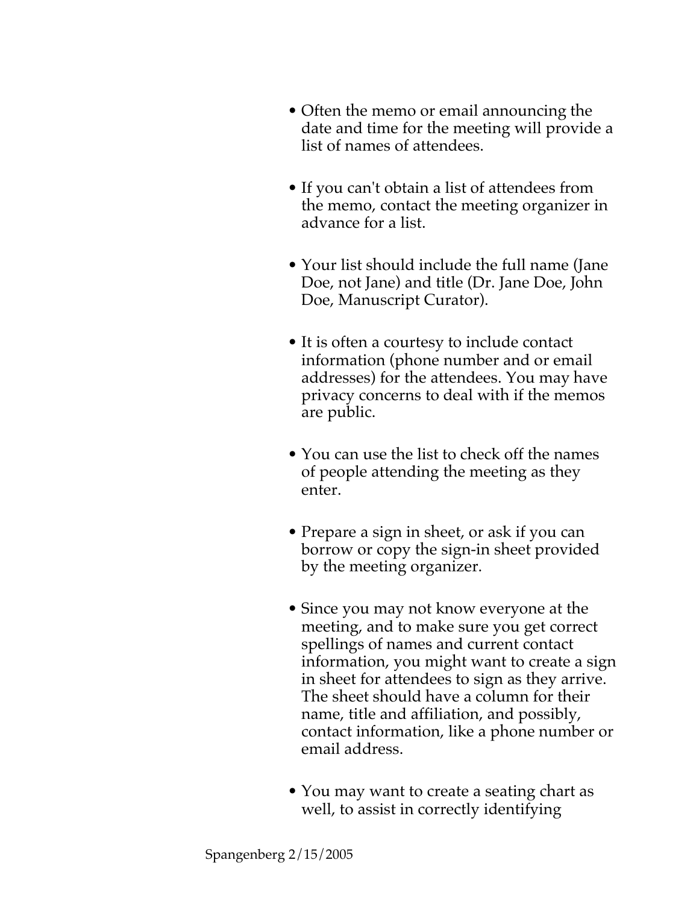- Often the memo or email announcing the date and time for the meeting will provide a list of names of attendees.

- If you can't obtain a list of attendees from the memo, contact the meeting organizer in advance for a list.

- Your list should include the full name (Jane Doe, not Jane) and title (Dr. Jane Doe, John Doe, Manuscript Curator).

- It is often a courtesy to include contact information (phone number and or email addresses) for the attendees. You may have privacy concerns to deal with if the memos are public.

- You can use the list to check off the names of people attending the meeting as they enter.

- Prepare a sign in sheet, or ask if you can borrow or copy the sign-in sheet provided by the meeting organizer.

- Since you may not know everyone at the meeting, and to make sure you get correct spellings of names and current contact information, you might want to create a sign in sheet for attendees to sign as they arrive. The sheet should have a column for their name, title and affiliation, and possibly, contact information, like a phone number or email address.

- You may want to create a seating chart as well, to assist in correctly identifying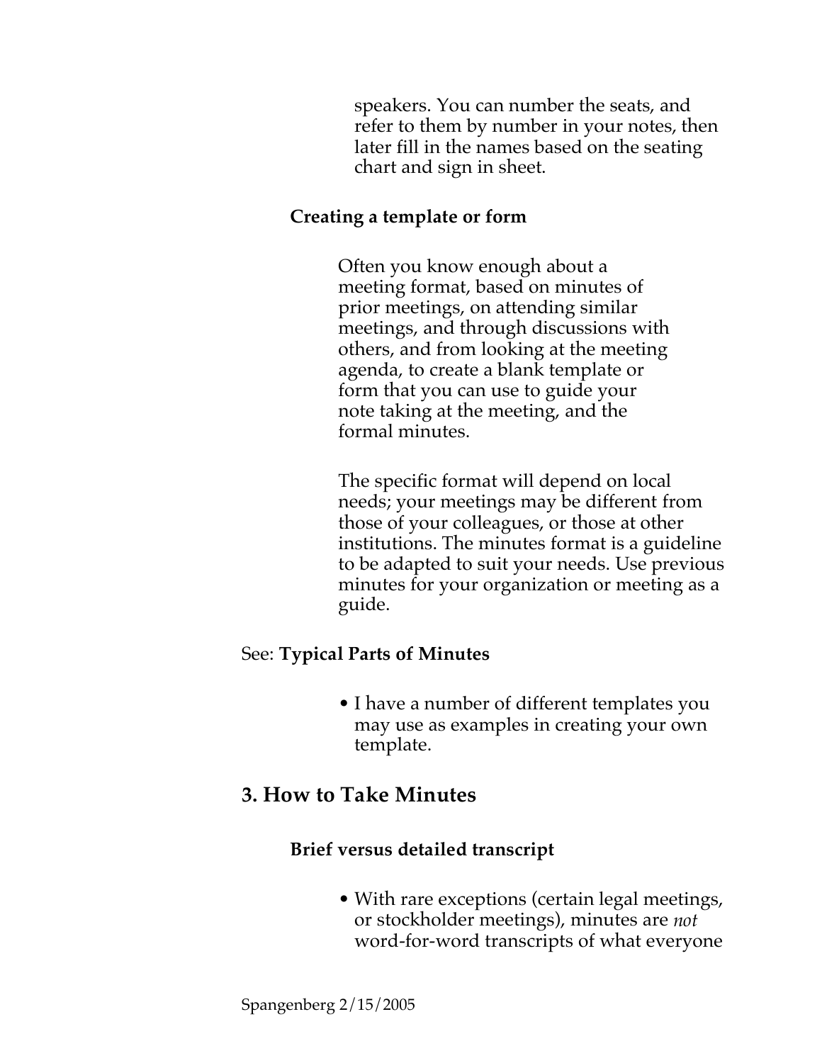speakers. You can number the seats, and refer to them by number in your notes, then later fill in the names based on the seating chart and sign in sheet.

### Creating a template or form

Often you know enough about a meeting format, based on minutes of prior meetings, on attending similar meetings, and through discussions with others, and from looking at the meeting agenda, to create a blank template or form that you can use to guide your note taking at the meeting, and the formal minutes.

The specific format will depend on local needs; your meetings may be different from those of your colleagues, or those at other institutions. The minutes format is a guideline to be adapted to suit your needs. Use previous minutes for your organization or meeting as a guide.

See: **Typical Parts of Minutes**

- I have a number of different templates you may use as examples in creating your own template.

## 3. How to Take Minutes

### Brief versus detailed transcript

- With rare exceptions (certain legal meetings, or stockholder meetings), minutes are *not* word-for-word transcripts of what everyone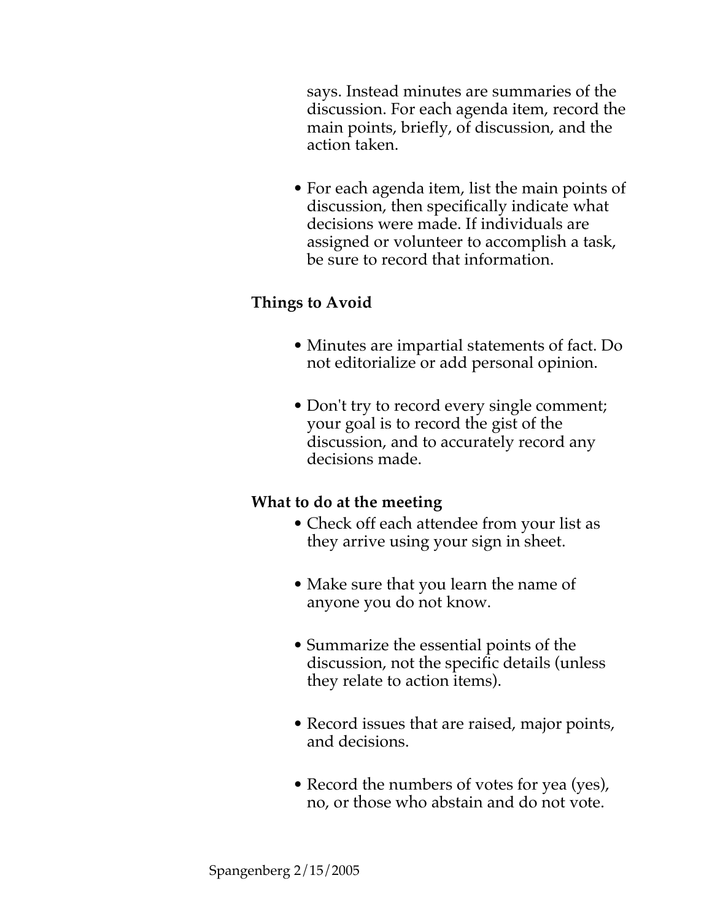says. Instead minutes are summaries of the discussion. For each agenda item, record the main points, briefly, of discussion, and the action taken.

- For each agenda item, list the main points of discussion, then specifically indicate what decisions were made. If individuals are assigned or volunteer to accomplish a task, be sure to record that information.

**Things to Avoid**

- Minutes are impartial statements of fact. Do not editorialize or add personal opinion.
- Don't try to record every single comment; your goal is to record the gist of the discussion, and to accurately record any decisions made.

**What to do at the meeting**

- Check off each attendee from your list as they arrive using your sign in sheet.
- Make sure that you learn the name of anyone you do not know.
- Summarize the essential points of the discussion, not the specific details (unless they relate to action items).
- Record issues that are raised, major points, and decisions.
- Record the numbers of votes for yea (yes), no, or those who abstain and do not vote.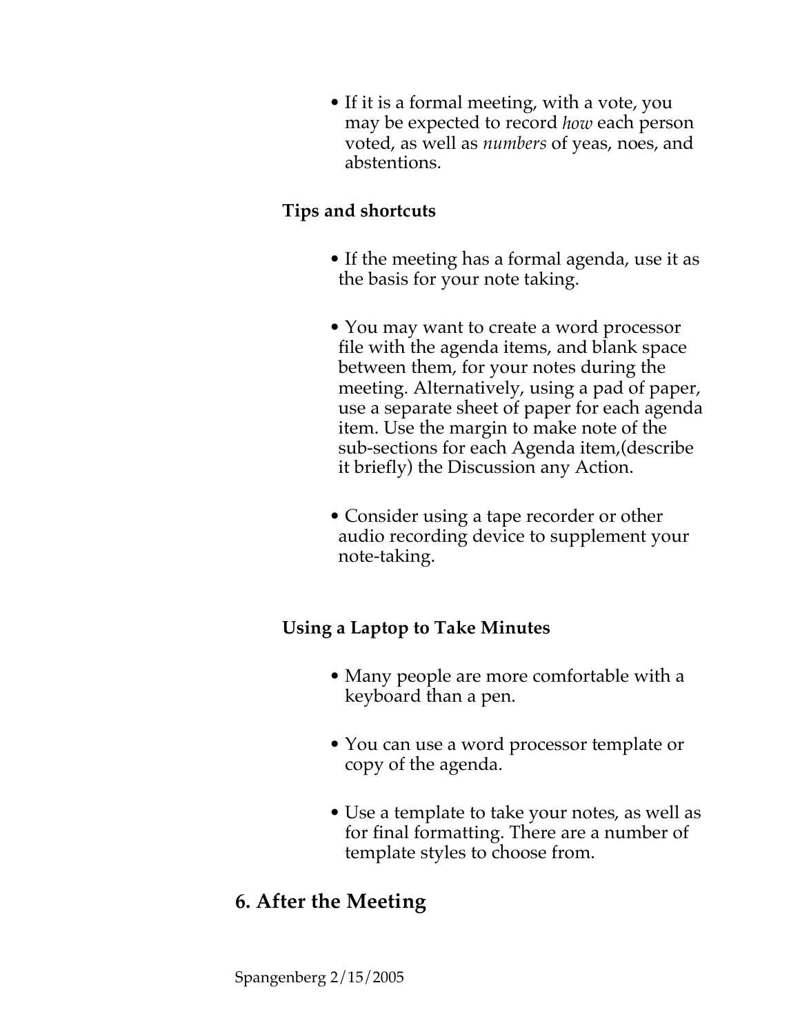- If it is a formal meeting, with a vote, you may be expected to record *how* each person voted, as well as *numbers* of yeas, noes, and abstentions.

### Tips and shortcuts

- If the meeting has a formal agenda, use it as the basis for your note taking.

- You may want to create a word processor file with the agenda items, and blank space between them, for your notes during the meeting. Alternatively, using a pad of paper, use a separate sheet of paper for each agenda item. Use the margin to make note of the sub-sections for each Agenda item,(describe it briefly) the Discussion any Action.

- Consider using a tape recorder or other audio recording device to supplement your note-taking.

### Using a Laptop to Take Minutes

- Many people are more comfortable with a keyboard than a pen.

- You can use a word processor template or copy of the agenda.

- Use a template to take your notes, as well as for final formatting. There are a number of template styles to choose from.

## 6. After the Meeting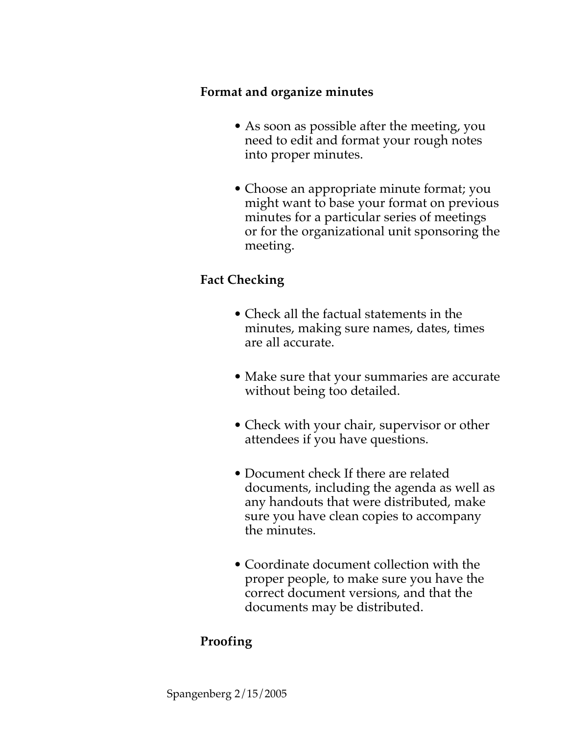**Format and organize minutes**

- As soon as possible after the meeting, you need to edit and format your rough notes into proper minutes.
- Choose an appropriate minute format; you might want to base your format on previous minutes for a particular series of meetings or for the organizational unit sponsoring the meeting.

**Fact Checking**

- Check all the factual statements in the minutes, making sure names, dates, times are all accurate.
- Make sure that your summaries are accurate without being too detailed.
- Check with your chair, supervisor or other attendees if you have questions.
- Document check If there are related documents, including the agenda as well as any handouts that were distributed, make sure you have clean copies to accompany the minutes.
- Coordinate document collection with the proper people, to make sure you have the correct document versions, and that the documents may be distributed.

**Proofing**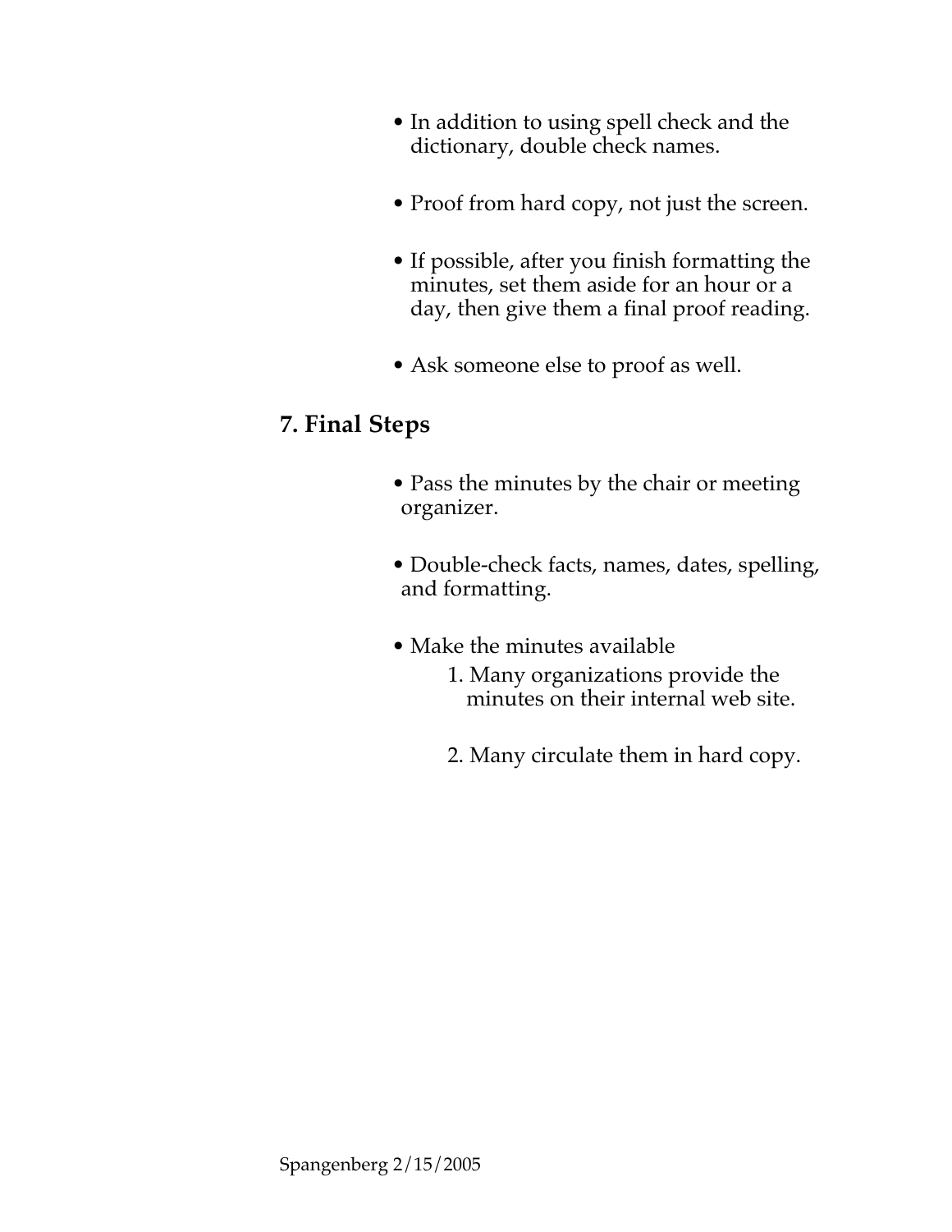- In addition to using spell check and the dictionary, double check names.

- Proof from hard copy, not just the screen.

- If possible, after you finish formatting the minutes, set them aside for an hour or a day, then give them a final proof reading.

- Ask someone else to proof as well.

## 7. Final Steps

- Pass the minutes by the chair or meeting organizer.

- Double-check facts, names, dates, spelling, and formatting.

- Make the minutes available
    1. Many organizations provide the minutes on their internal web site.
    2. Many circulate them in hard copy.

Spangenberg 2/15/2005